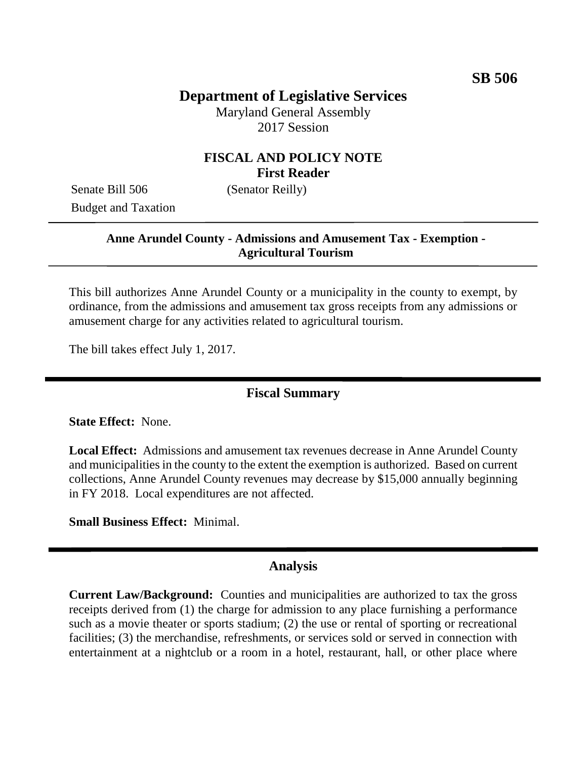**SB 506**

# Department of Legislative Services

Maryland General Assembly
2017 Session

## FISCAL AND POLICY NOTE
**First Reader**

Senate Bill 506 (Senator Reilly)
Budget and Taxation

---

**Anne Arundel County - Admissions and Amusement Tax - Exemption - Agricultural Tourism**

---

This bill authorizes Anne Arundel County or a municipality in the county to exempt, by ordinance, from the admissions and amusement tax gross receipts from any admissions or amusement charge for any activities related to agricultural tourism.

The bill takes effect July 1, 2017.

## Fiscal Summary

**State Effect:** None.

**Local Effect:** Admissions and amusement tax revenues decrease in Anne Arundel County and municipalities in the county to the extent the exemption is authorized. Based on current collections, Anne Arundel County revenues may decrease by $15,000 annually beginning in FY 2018. Local expenditures are not affected.

**Small Business Effect:** Minimal.

## Analysis

**Current Law/Background:** Counties and municipalities are authorized to tax the gross receipts derived from (1) the charge for admission to any place furnishing a performance such as a movie theater or sports stadium; (2) the use or rental of sporting or recreational facilities; (3) the merchandise, refreshments, or services sold or served in connection with entertainment at a nightclub or a room in a hotel, restaurant, hall, or other place where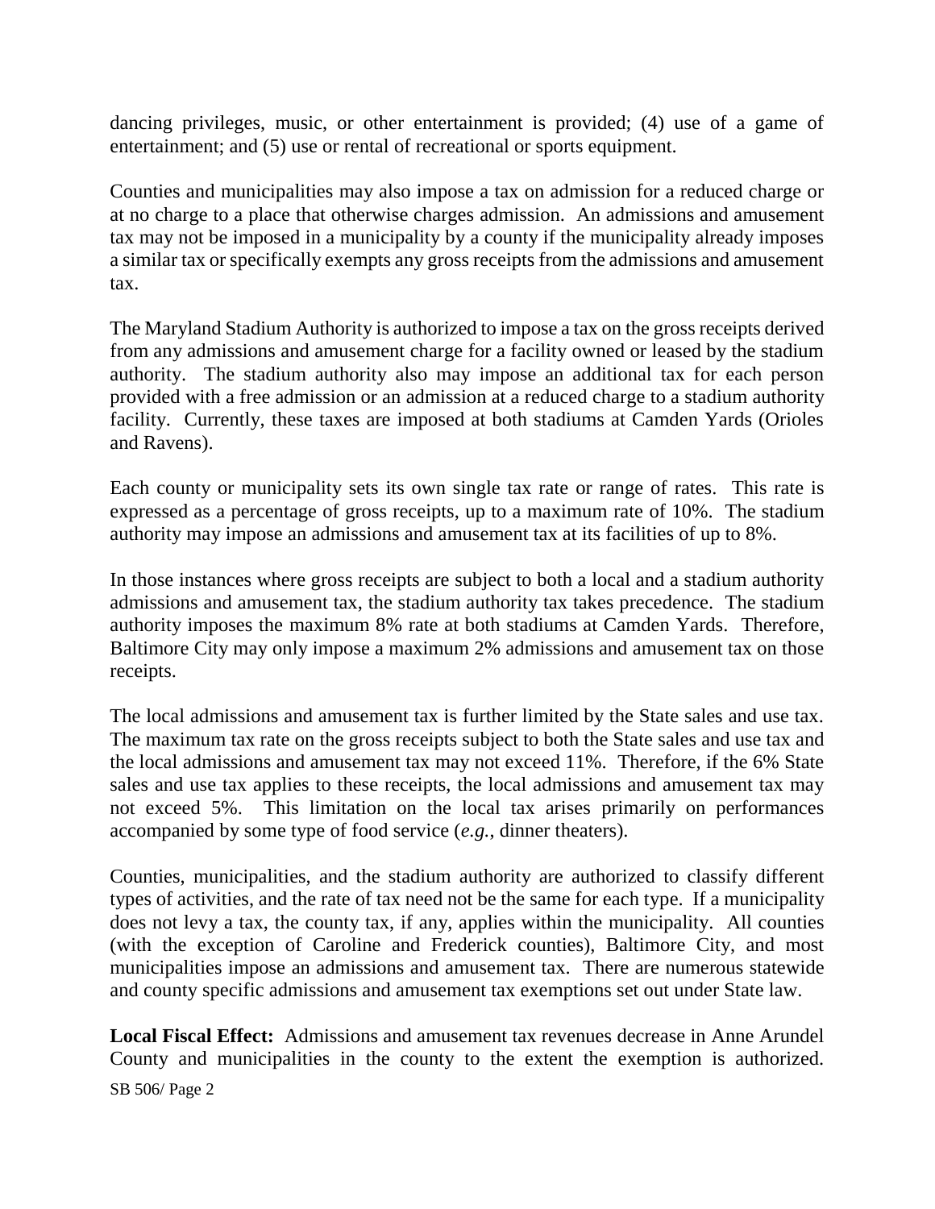dancing privileges, music, or other entertainment is provided; (4) use of a game of entertainment; and (5) use or rental of recreational or sports equipment.

Counties and municipalities may also impose a tax on admission for a reduced charge or at no charge to a place that otherwise charges admission. An admissions and amusement tax may not be imposed in a municipality by a county if the municipality already imposes a similar tax or specifically exempts any gross receipts from the admissions and amusement tax.

The Maryland Stadium Authority is authorized to impose a tax on the gross receipts derived from any admissions and amusement charge for a facility owned or leased by the stadium authority. The stadium authority also may impose an additional tax for each person provided with a free admission or an admission at a reduced charge to a stadium authority facility. Currently, these taxes are imposed at both stadiums at Camden Yards (Orioles and Ravens).

Each county or municipality sets its own single tax rate or range of rates. This rate is expressed as a percentage of gross receipts, up to a maximum rate of 10%. The stadium authority may impose an admissions and amusement tax at its facilities of up to 8%.

In those instances where gross receipts are subject to both a local and a stadium authority admissions and amusement tax, the stadium authority tax takes precedence. The stadium authority imposes the maximum 8% rate at both stadiums at Camden Yards. Therefore, Baltimore City may only impose a maximum 2% admissions and amusement tax on those receipts.

The local admissions and amusement tax is further limited by the State sales and use tax. The maximum tax rate on the gross receipts subject to both the State sales and use tax and the local admissions and amusement tax may not exceed 11%. Therefore, if the 6% State sales and use tax applies to these receipts, the local admissions and amusement tax may not exceed 5%. This limitation on the local tax arises primarily on performances accompanied by some type of food service (*e.g.*, dinner theaters).

Counties, municipalities, and the stadium authority are authorized to classify different types of activities, and the rate of tax need not be the same for each type. If a municipality does not levy a tax, the county tax, if any, applies within the municipality. All counties (with the exception of Caroline and Frederick counties), Baltimore City, and most municipalities impose an admissions and amusement tax. There are numerous statewide and county specific admissions and amusement tax exemptions set out under State law.

**Local Fiscal Effect:** Admissions and amusement tax revenues decrease in Anne Arundel County and municipalities in the county to the extent the exemption is authorized.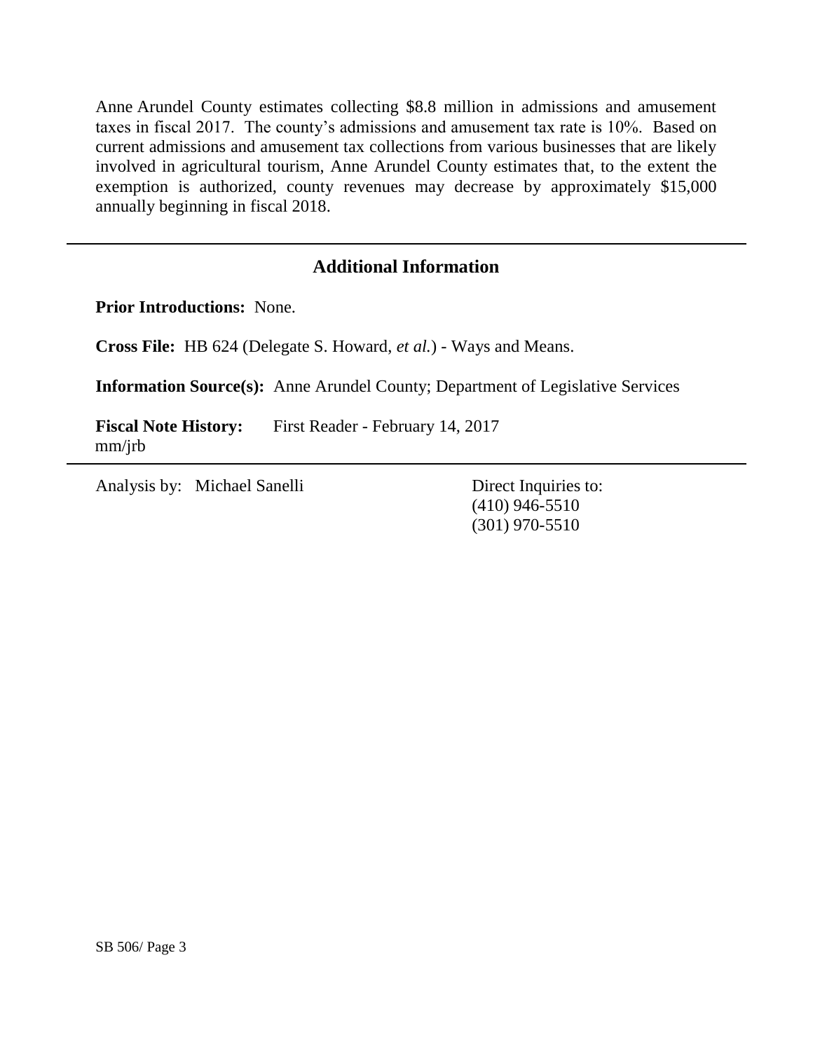Anne Arundel County estimates collecting $8.8 million in admissions and amusement taxes in fiscal 2017. The county's admissions and amusement tax rate is 10%. Based on current admissions and amusement tax collections from various businesses that are likely involved in agricultural tourism, Anne Arundel County estimates that, to the extent the exemption is authorized, county revenues may decrease by approximately $15,000 annually beginning in fiscal 2018.

## Additional Information

**Prior Introductions:** None.

**Cross File:** HB 624 (Delegate S. Howard, *et al.*) - Ways and Means.

**Information Source(s):** Anne Arundel County; Department of Legislative Services

**Fiscal Note History:** First Reader - February 14, 2017
mm/jrb

Analysis by: Michael Sanelli

Direct Inquiries to:
(410) 946-5510
(301) 970-5510